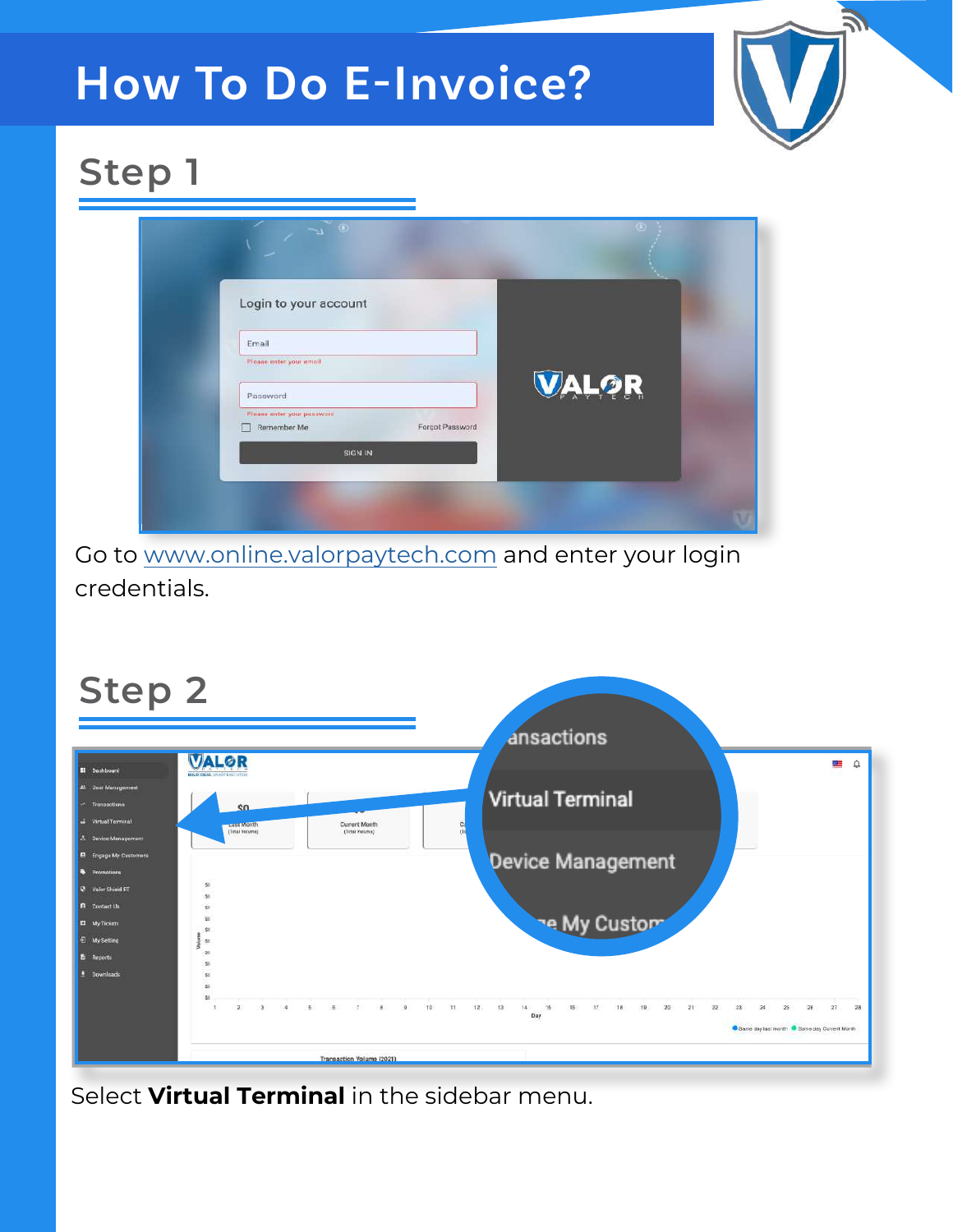# How To Do E-Invoice?

## Step 1

Go to www.online.valorpaytech.com and enter your login credentials.

## Step 2

Select **Virtual Terminal** in the sidebar menu.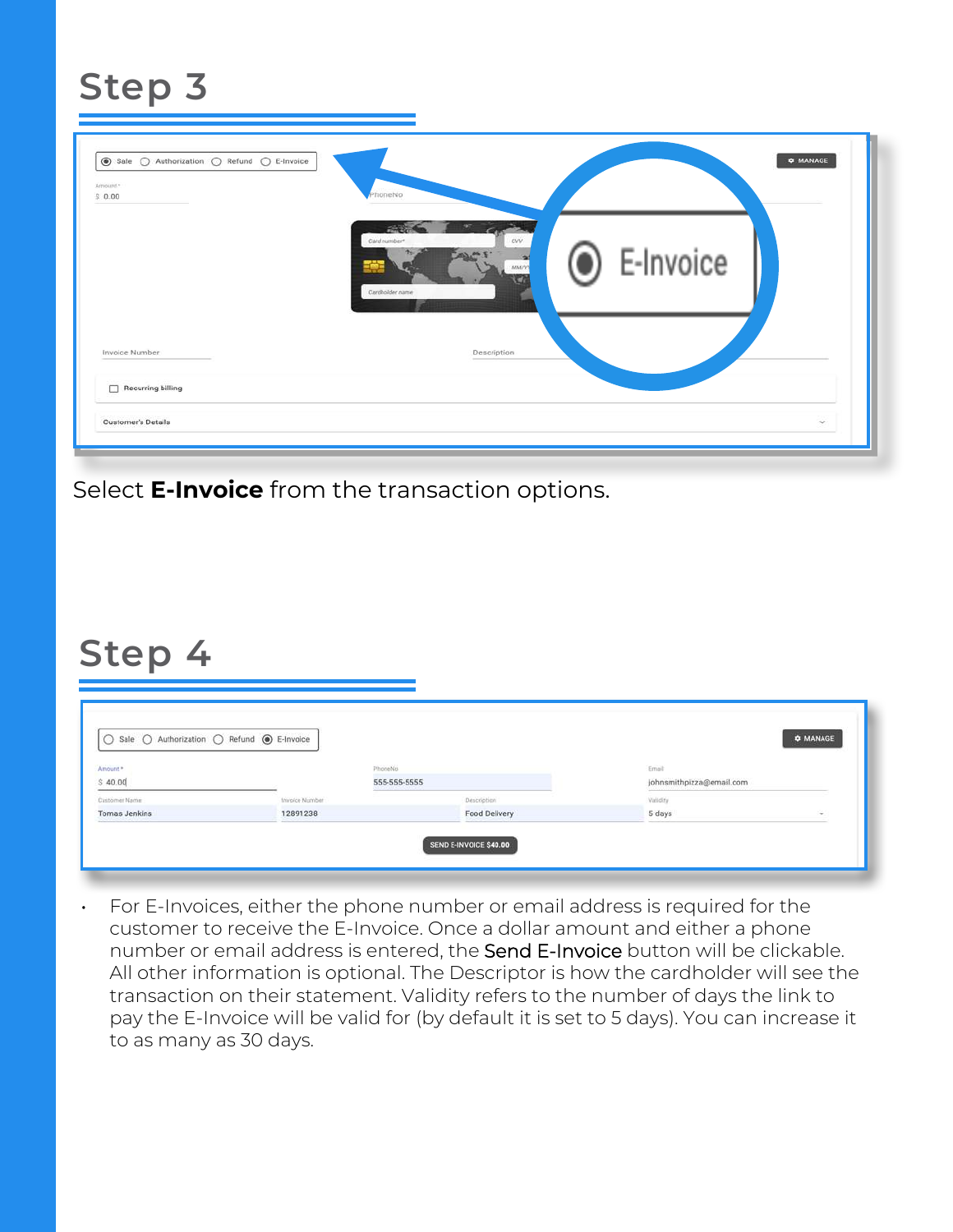## Step 3

Select **E-Invoice** from the transaction options.

## Step 4

- For E-Invoices, either the phone number or email address is required for the customer to receive the E-Invoice. Once a dollar amount and either a phone number or email address is entered, the Send E-Invoice button will be clickable. All other information is optional. The Descriptor is how the cardholder will see the transaction on their statement. Validity refers to the number of days the link to pay the E-Invoice will be valid for (by default it is set to 5 days). You can increase it to as many as 30 days.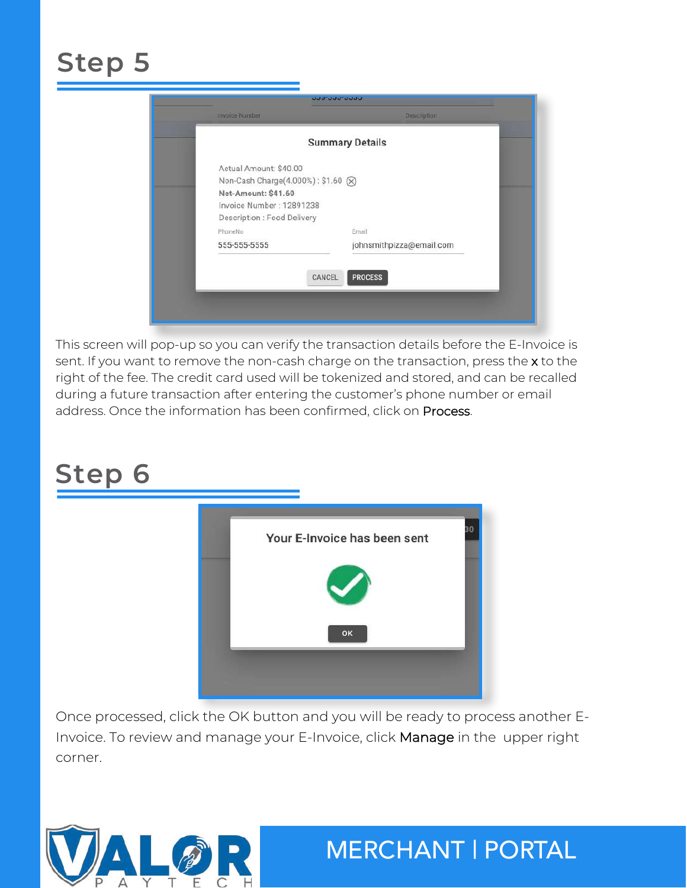## Step 5

This screen will pop-up so you can verify the transaction details before the E-Invoice is sent. If you want to remove the non-cash charge on the transaction, press the x to the right of the fee. The credit card used will be tokenized and stored, and can be recalled during a future transaction after entering the customer's phone number or email address. Once the information has been confirmed, click on Process.

## Step 6

Once processed, click the OK button and you will be ready to process another E-Invoice. To review and manage your E-Invoice, click Manage in the upper right corner.